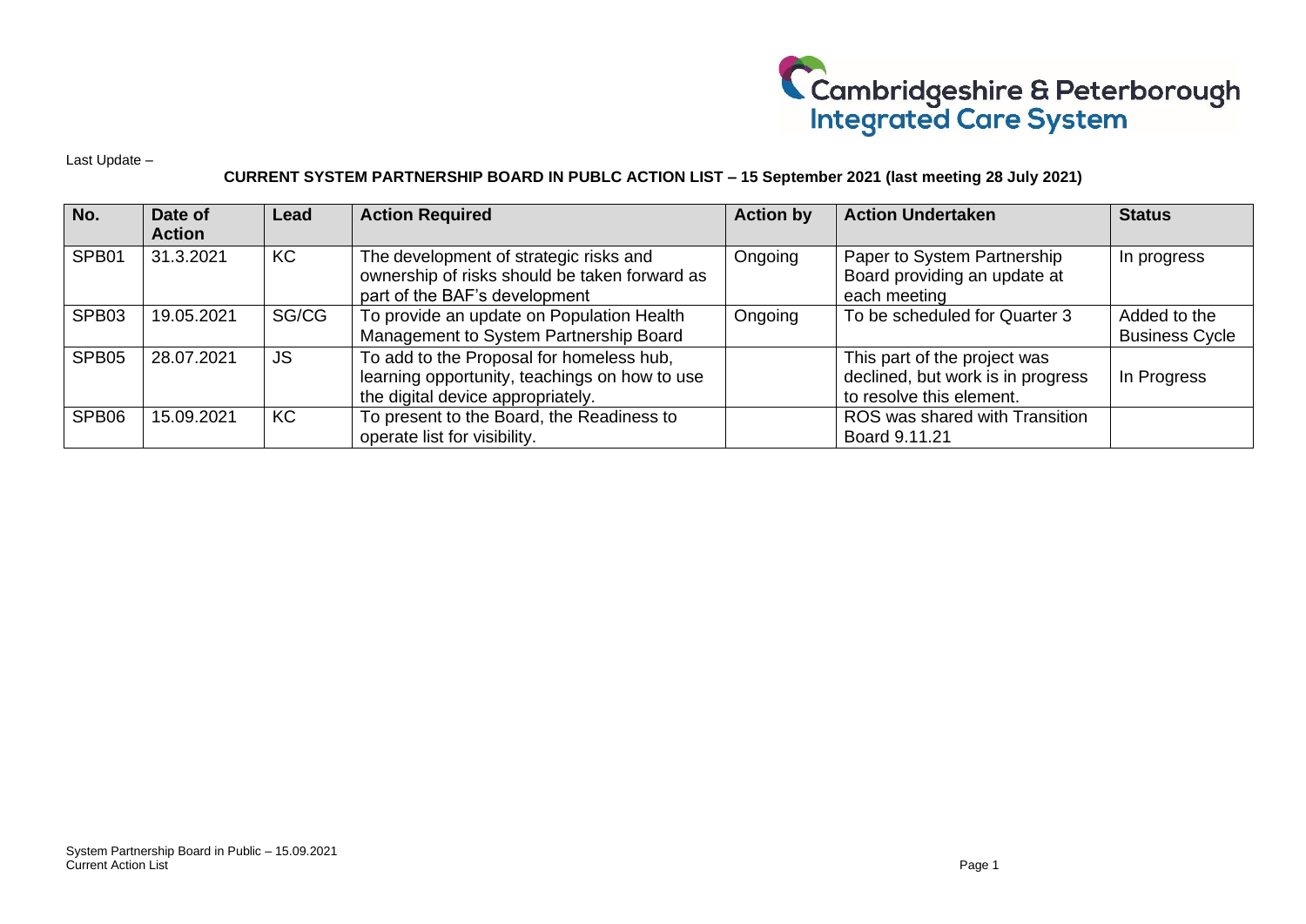Last Update –

**CURRENT SYSTEM PARTNERSHIP BOARD IN PUBLC ACTION LIST – 15 September 2021 (last meeting 28 July 2021)**

| No. | Date of Action | Lead | Action Required | Action by | Action Undertaken | Status |
|---|---|---|---|---|---|---|
| SPB01 | 31.3.2021 | KC | The development of strategic risks and ownership of risks should be taken forward as part of the BAF's development | Ongoing | Paper to System Partnership Board providing an update at each meeting | In progress |
| SPB03 | 19.05.2021 | SG/CG | To provide an update on Population Health Management to System Partnership Board | Ongoing | To be scheduled for Quarter 3 | Added to the Business Cycle |
| SPB05 | 28.07.2021 | JS | To add to the Proposal for homeless hub, learning opportunity, teachings on how to use the digital device appropriately. | | This part of the project was declined, but work is in progress to resolve this element. | In Progress |
| SPB06 | 15.09.2021 | KC | To present to the Board, the Readiness to operate list for visibility. | | ROS was shared with Transition Board 9.11.21 | |

System Partnership Board in Public – 15.09.2021
Current Action List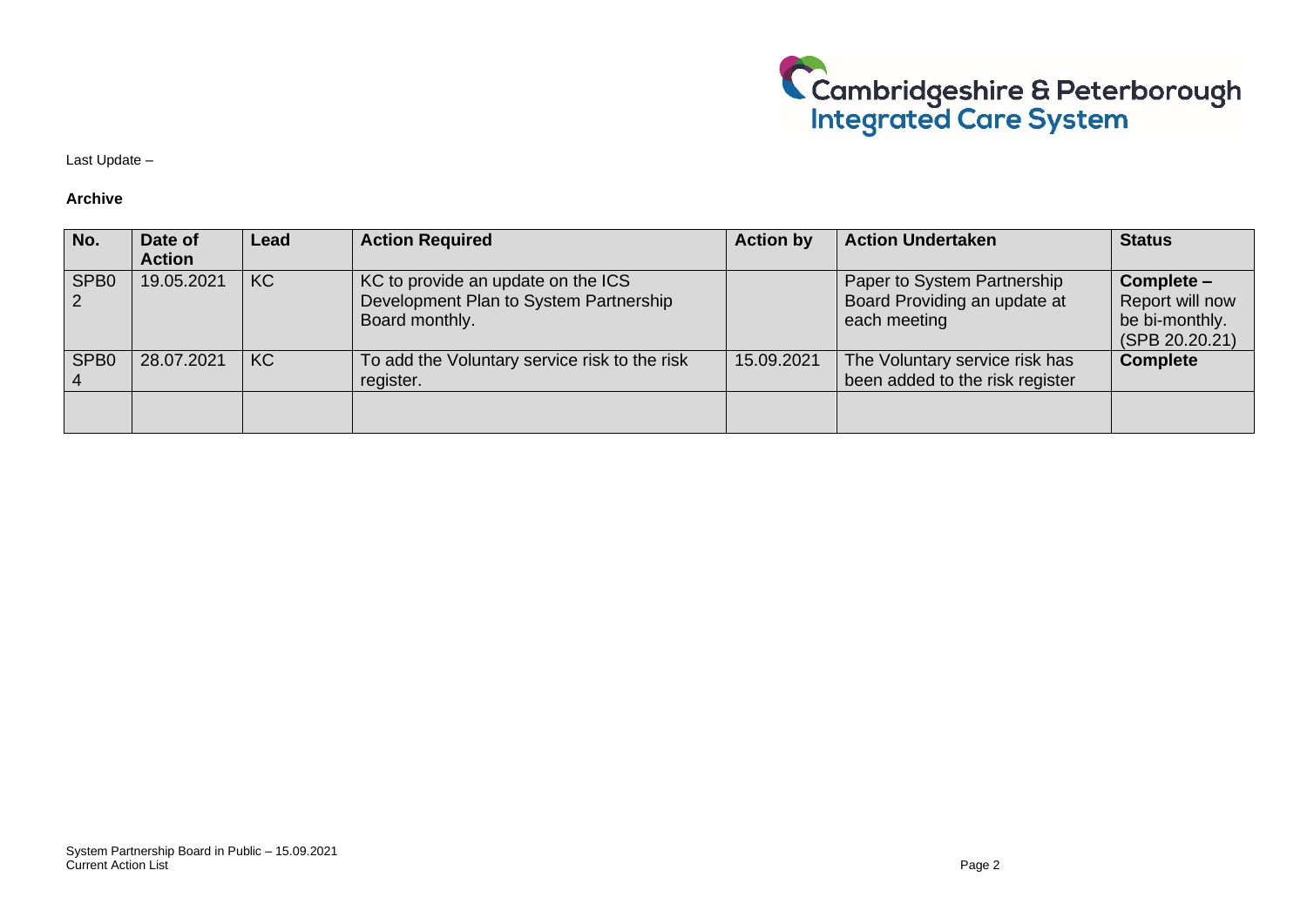Last Update –

**Archive**

| No. | Date of Action | Lead | Action Required | Action by | Action Undertaken | Status |
|---|---|---|---|---|---|---|
| SPB02 | 19.05.2021 | KC | KC to provide an update on the ICS Development Plan to System Partnership Board monthly. | | Paper to System Partnership Board Providing an update at each meeting | **Complete –** Report will now be bi-monthly. (SPB 20.20.21) |
| SPB04 | 28.07.2021 | KC | To add the Voluntary service risk to the risk register. | 15.09.2021 | The Voluntary service risk has been added to the risk register | **Complete** |
| | | | | | | |

System Partnership Board in Public – 15.09.2021
Current Action List